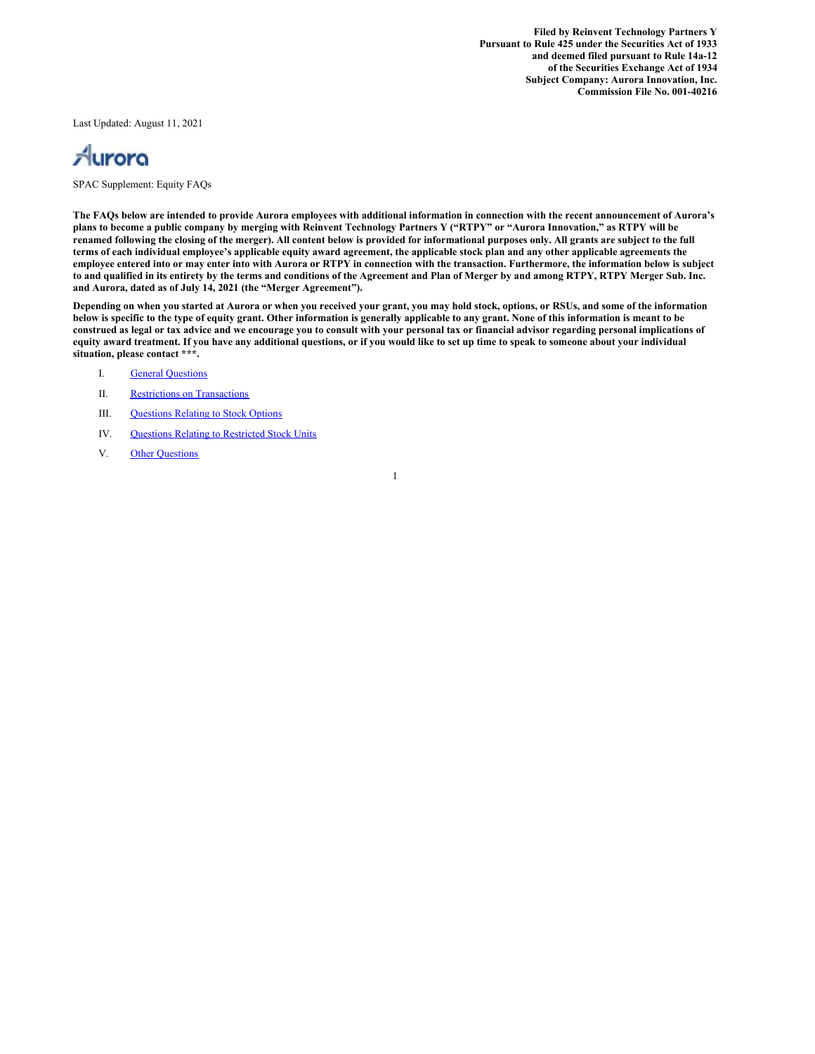**Filed by Reinvent Technology Partners Y**
**Pursuant to Rule 425 under the Securities Act of 1933**
**and deemed filed pursuant to Rule 14a-12**
**of the Securities Exchange Act of 1934**
**Subject Company: Aurora Innovation, Inc.**
**Commission File No. 001-40216**

Last Updated: August 11, 2021

Aurora

SPAC Supplement: Equity FAQs

**The FAQs below are intended to provide Aurora employees with additional information in connection with the recent announcement of Aurora's plans to become a public company by merging with Reinvent Technology Partners Y ("RTPY" or "Aurora Innovation," as RTPY will be renamed following the closing of the merger). All content below is provided for informational purposes only. All grants are subject to the full terms of each individual employee's applicable equity award agreement, the applicable stock plan and any other applicable agreements the employee entered into or may enter into with Aurora or RTPY in connection with the transaction. Furthermore, the information below is subject to and qualified in its entirety by the terms and conditions of the Agreement and Plan of Merger by and among RTPY, RTPY Merger Sub. Inc. and Aurora, dated as of July 14, 2021 (the "Merger Agreement").**

**Depending on when you started at Aurora or when you received your grant, you may hold stock, options, or RSUs, and some of the information below is specific to the type of equity grant. Other information is generally applicable to any grant. None of this information is meant to be construed as legal or tax advice and we encourage you to consult with your personal tax or financial advisor regarding personal implications of equity award treatment. If you have any additional questions, or if you would like to set up time to speak to someone about your individual situation, please contact ***.**

I. General Questions

II. Restrictions on Transactions

III. Questions Relating to Stock Options

IV. Questions Relating to Restricted Stock Units

V. Other Questions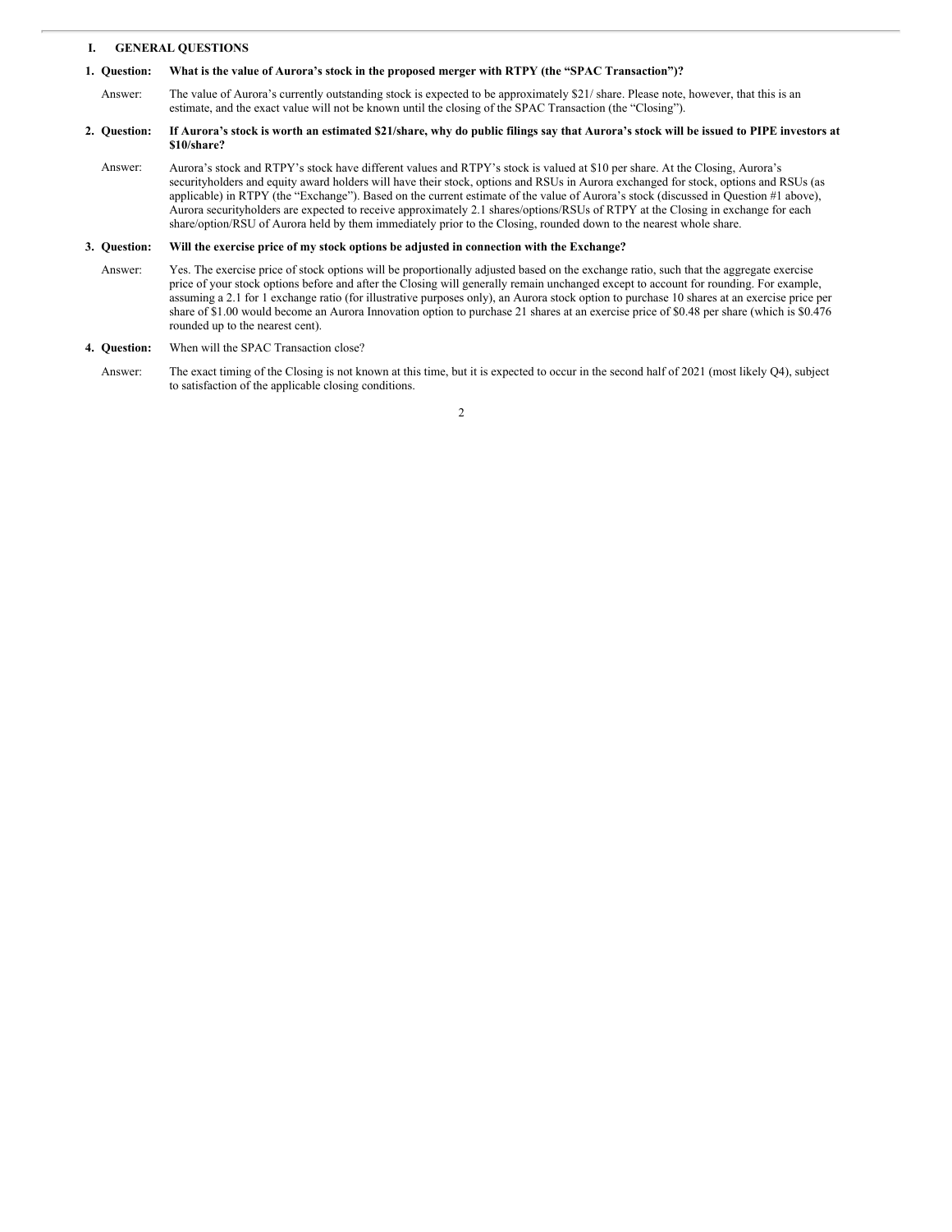## I. GENERAL QUESTIONS

**1. Question: What is the value of Aurora's stock in the proposed merger with RTPY (the "SPAC Transaction")?**

Answer: The value of Aurora's currently outstanding stock is expected to be approximately $21/ share. Please note, however, that this is an estimate, and the exact value will not be known until the closing of the SPAC Transaction (the "Closing").

**2. Question: If Aurora's stock is worth an estimated $21/share, why do public filings say that Aurora's stock will be issued to PIPE investors at $10/share?**

Answer: Aurora's stock and RTPY's stock have different values and RTPY's stock is valued at $10 per share. At the Closing, Aurora's securityholders and equity award holders will have their stock, options and RSUs in Aurora exchanged for stock, options and RSUs (as applicable) in RTPY (the "Exchange"). Based on the current estimate of the value of Aurora's stock (discussed in Question #1 above), Aurora securityholders are expected to receive approximately 2.1 shares/options/RSUs of RTPY at the Closing in exchange for each share/option/RSU of Aurora held by them immediately prior to the Closing, rounded down to the nearest whole share.

**3. Question: Will the exercise price of my stock options be adjusted in connection with the Exchange?**

Answer: Yes. The exercise price of stock options will be proportionally adjusted based on the exchange ratio, such that the aggregate exercise price of your stock options before and after the Closing will generally remain unchanged except to account for rounding. For example, assuming a 2.1 for 1 exchange ratio (for illustrative purposes only), an Aurora stock option to purchase 10 shares at an exercise price per share of $1.00 would become an Aurora Innovation option to purchase 21 shares at an exercise price of $0.48 per share (which is $0.476 rounded up to the nearest cent).

**4. Question:** When will the SPAC Transaction close?

Answer: The exact timing of the Closing is not known at this time, but it is expected to occur in the second half of 2021 (most likely Q4), subject to satisfaction of the applicable closing conditions.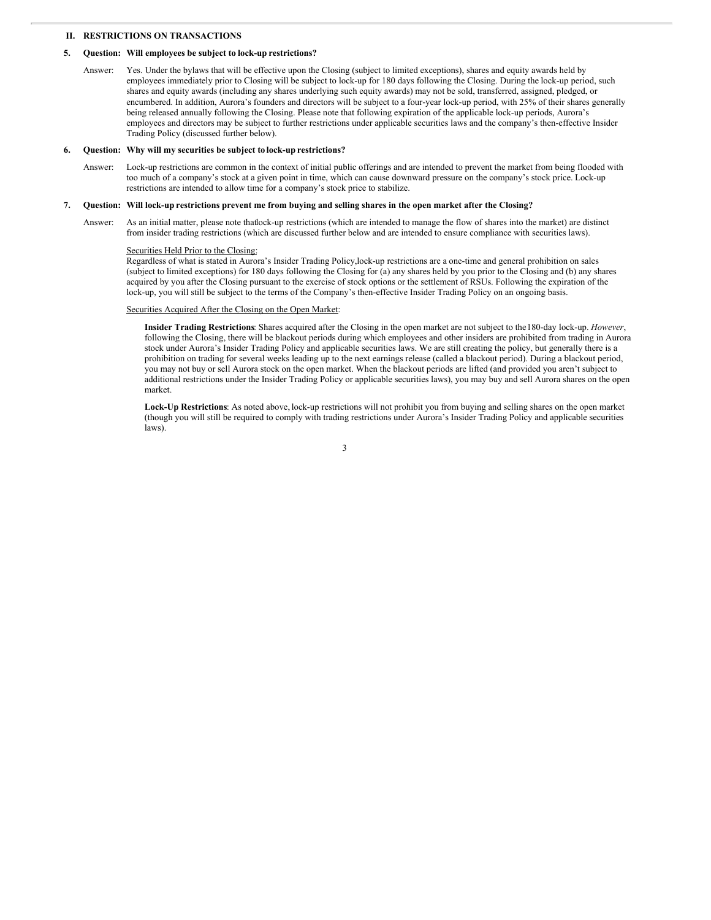## II. RESTRICTIONS ON TRANSACTIONS

**5. Question: Will employees be subject to lock-up restrictions?**

Answer: Yes. Under the bylaws that will be effective upon the Closing (subject to limited exceptions), shares and equity awards held by employees immediately prior to Closing will be subject to lock-up for 180 days following the Closing. During the lock-up period, such shares and equity awards (including any shares underlying such equity awards) may not be sold, transferred, assigned, pledged, or encumbered. In addition, Aurora's founders and directors will be subject to a four-year lock-up period, with 25% of their shares generally being released annually following the Closing. Please note that following expiration of the applicable lock-up periods, Aurora's employees and directors may be subject to further restrictions under applicable securities laws and the company's then-effective Insider Trading Policy (discussed further below).

**6. Question: Why will my securities be subject to lock-up restrictions?**

Answer: Lock-up restrictions are common in the context of initial public offerings and are intended to prevent the market from being flooded with too much of a company's stock at a given point in time, which can cause downward pressure on the company's stock price. Lock-up restrictions are intended to allow time for a company's stock price to stabilize.

**7. Question: Will lock-up restrictions prevent me from buying and selling shares in the open market after the Closing?**

Answer: As an initial matter, please note that lock-up restrictions (which are intended to manage the flow of shares into the market) are distinct from insider trading restrictions (which are discussed further below and are intended to ensure compliance with securities laws).

Securities Held Prior to the Closing:

Regardless of what is stated in Aurora's Insider Trading Policy, lock-up restrictions are a one-time and general prohibition on sales (subject to limited exceptions) for 180 days following the Closing for (a) any shares held by you prior to the Closing and (b) any shares acquired by you after the Closing pursuant to the exercise of stock options or the settlement of RSUs. Following the expiration of the lock-up, you will still be subject to the terms of the Company's then-effective Insider Trading Policy on an ongoing basis.

Securities Acquired After the Closing on the Open Market:

**Insider Trading Restrictions**: Shares acquired after the Closing in the open market are not subject to the 180-day lock-up. *However*, following the Closing, there will be blackout periods during which employees and other insiders are prohibited from trading in Aurora stock under Aurora's Insider Trading Policy and applicable securities laws. We are still creating the policy, but generally there is a prohibition on trading for several weeks leading up to the next earnings release (called a blackout period). During a blackout period, you may not buy or sell Aurora stock on the open market. When the blackout periods are lifted (and provided you aren't subject to additional restrictions under the Insider Trading Policy or applicable securities laws), you may buy and sell Aurora shares on the open market.

**Lock-Up Restrictions**: As noted above, lock-up restrictions will not prohibit you from buying and selling shares on the open market (though you will still be required to comply with trading restrictions under Aurora's Insider Trading Policy and applicable securities laws).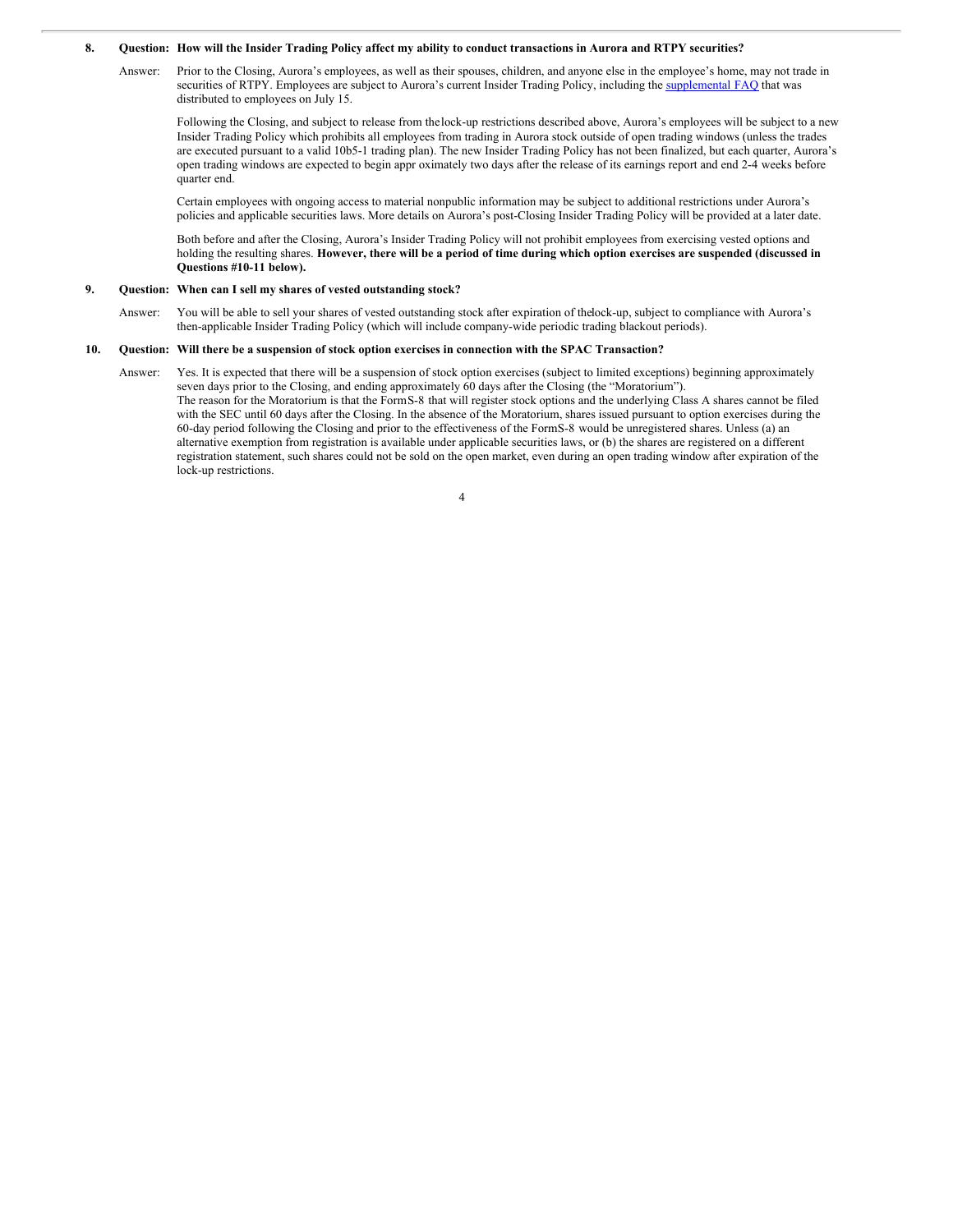**8. Question: How will the Insider Trading Policy affect my ability to conduct transactions in Aurora and RTPY securities?**

Answer: Prior to the Closing, Aurora's employees, as well as their spouses, children, and anyone else in the employee's home, may not trade in securities of RTPY. Employees are subject to Aurora's current Insider Trading Policy, including the supplemental FAQ that was distributed to employees on July 15.

Following the Closing, and subject to release from the lock-up restrictions described above, Aurora's employees will be subject to a new Insider Trading Policy which prohibits all employees from trading in Aurora stock outside of open trading windows (unless the trades are executed pursuant to a valid 10b5-1 trading plan). The new Insider Trading Policy has not been finalized, but each quarter, Aurora's open trading windows are expected to begin approximately two days after the release of its earnings report and end 2-4 weeks before quarter end.

Certain employees with ongoing access to material nonpublic information may be subject to additional restrictions under Aurora's policies and applicable securities laws. More details on Aurora's post-Closing Insider Trading Policy will be provided at a later date.

Both before and after the Closing, Aurora's Insider Trading Policy will not prohibit employees from exercising vested options and holding the resulting shares. **However, there will be a period of time during which option exercises are suspended (discussed in Questions #10-11 below).**

**9. Question: When can I sell my shares of vested outstanding stock?**

Answer: You will be able to sell your shares of vested outstanding stock after expiration of the lock-up, subject to compliance with Aurora's then-applicable Insider Trading Policy (which will include company-wide periodic trading blackout periods).

**10. Question: Will there be a suspension of stock option exercises in connection with the SPAC Transaction?**

Answer: Yes. It is expected that there will be a suspension of stock option exercises (subject to limited exceptions) beginning approximately seven days prior to the Closing, and ending approximately 60 days after the Closing (the "Moratorium").
The reason for the Moratorium is that the Form S-8 that will register stock options and the underlying Class A shares cannot be filed with the SEC until 60 days after the Closing. In the absence of the Moratorium, shares issued pursuant to option exercises during the 60-day period following the Closing and prior to the effectiveness of the Form S-8 would be unregistered shares. Unless (a) an alternative exemption from registration is available under applicable securities laws, or (b) the shares are registered on a different registration statement, such shares could not be sold on the open market, even during an open trading window after expiration of the lock-up restrictions.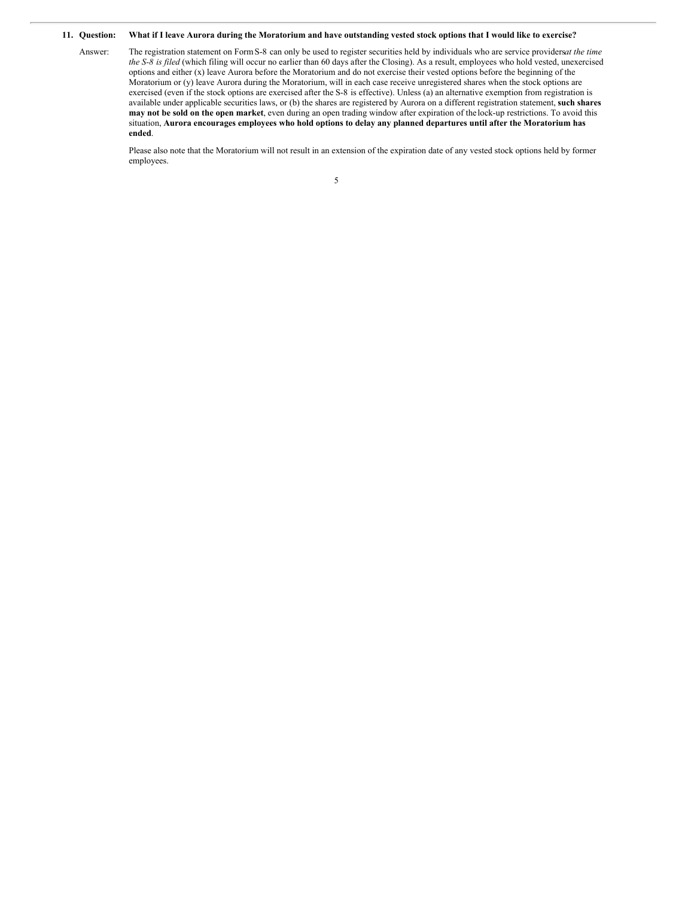**11. Question: What if I leave Aurora during the Moratorium and have outstanding vested stock options that I would like to exercise?**

Answer: The registration statement on Form S-8 can only be used to register securities held by individuals who are service providers *at the time the S-8 is filed* (which filing will occur no earlier than 60 days after the Closing). As a result, employees who hold vested, unexercised options and either (x) leave Aurora before the Moratorium and do not exercise their vested options before the beginning of the Moratorium or (y) leave Aurora during the Moratorium, will in each case receive unregistered shares when the stock options are exercised (even if the stock options are exercised after the S-8 is effective). Unless (a) an alternative exemption from registration is available under applicable securities laws, or (b) the shares are registered by Aurora on a different registration statement, **such shares may not be sold on the open market**, even during an open trading window after expiration of the lock-up restrictions. To avoid this situation, **Aurora encourages employees who hold options to delay any planned departures until after the Moratorium has ended**.

Please also note that the Moratorium will not result in an extension of the expiration date of any vested stock options held by former employees.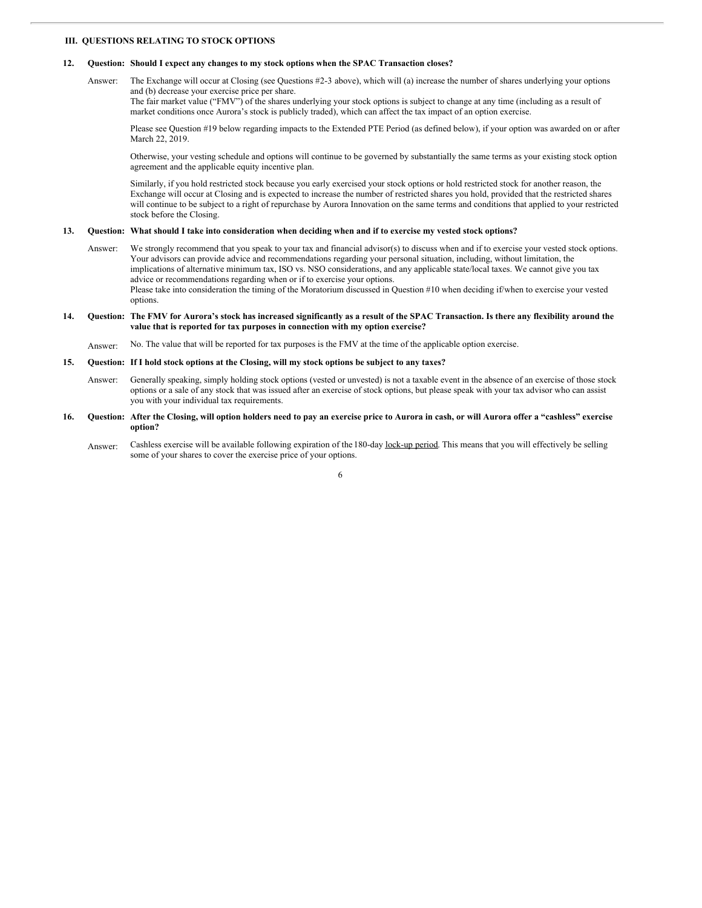## III. QUESTIONS RELATING TO STOCK OPTIONS

**12. Question: Should I expect any changes to my stock options when the SPAC Transaction closes?**

Answer: The Exchange will occur at Closing (see Questions #2-3 above), which will (a) increase the number of shares underlying your options and (b) decrease your exercise price per share.
The fair market value ("FMV") of the shares underlying your stock options is subject to change at any time (including as a result of market conditions once Aurora's stock is publicly traded), which can affect the tax impact of an option exercise.

Please see Question #19 below regarding impacts to the Extended PTE Period (as defined below), if your option was awarded on or after March 22, 2019.

Otherwise, your vesting schedule and options will continue to be governed by substantially the same terms as your existing stock option agreement and the applicable equity incentive plan.

Similarly, if you hold restricted stock because you early exercised your stock options or hold restricted stock for another reason, the Exchange will occur at Closing and is expected to increase the number of restricted shares you hold, provided that the restricted shares will continue to be subject to a right of repurchase by Aurora Innovation on the same terms and conditions that applied to your restricted stock before the Closing.

**13. Question: What should I take into consideration when deciding when and if to exercise my vested stock options?**

Answer: We strongly recommend that you speak to your tax and financial advisor(s) to discuss when and if to exercise your vested stock options. Your advisors can provide advice and recommendations regarding your personal situation, including, without limitation, the implications of alternative minimum tax, ISO vs. NSO considerations, and any applicable state/local taxes. We cannot give you tax advice or recommendations regarding when or if to exercise your options.
Please take into consideration the timing of the Moratorium discussed in Question #10 when deciding if/when to exercise your vested options.

**14. Question: The FMV for Aurora's stock has increased significantly as a result of the SPAC Transaction. Is there any flexibility around the value that is reported for tax purposes in connection with my option exercise?**

Answer: No. The value that will be reported for tax purposes is the FMV at the time of the applicable option exercise.

**15. Question: If I hold stock options at the Closing, will my stock options be subject to any taxes?**

Answer: Generally speaking, simply holding stock options (vested or unvested) is not a taxable event in the absence of an exercise of those stock options or a sale of any stock that was issued after an exercise of stock options, but please speak with your tax advisor who can assist you with your individual tax requirements.

**16. Question: After the Closing, will option holders need to pay an exercise price to Aurora in cash, or will Aurora offer a "cashless" exercise option?**

Answer: Cashless exercise will be available following expiration of the 180-day lock-up period. This means that you will effectively be selling some of your shares to cover the exercise price of your options.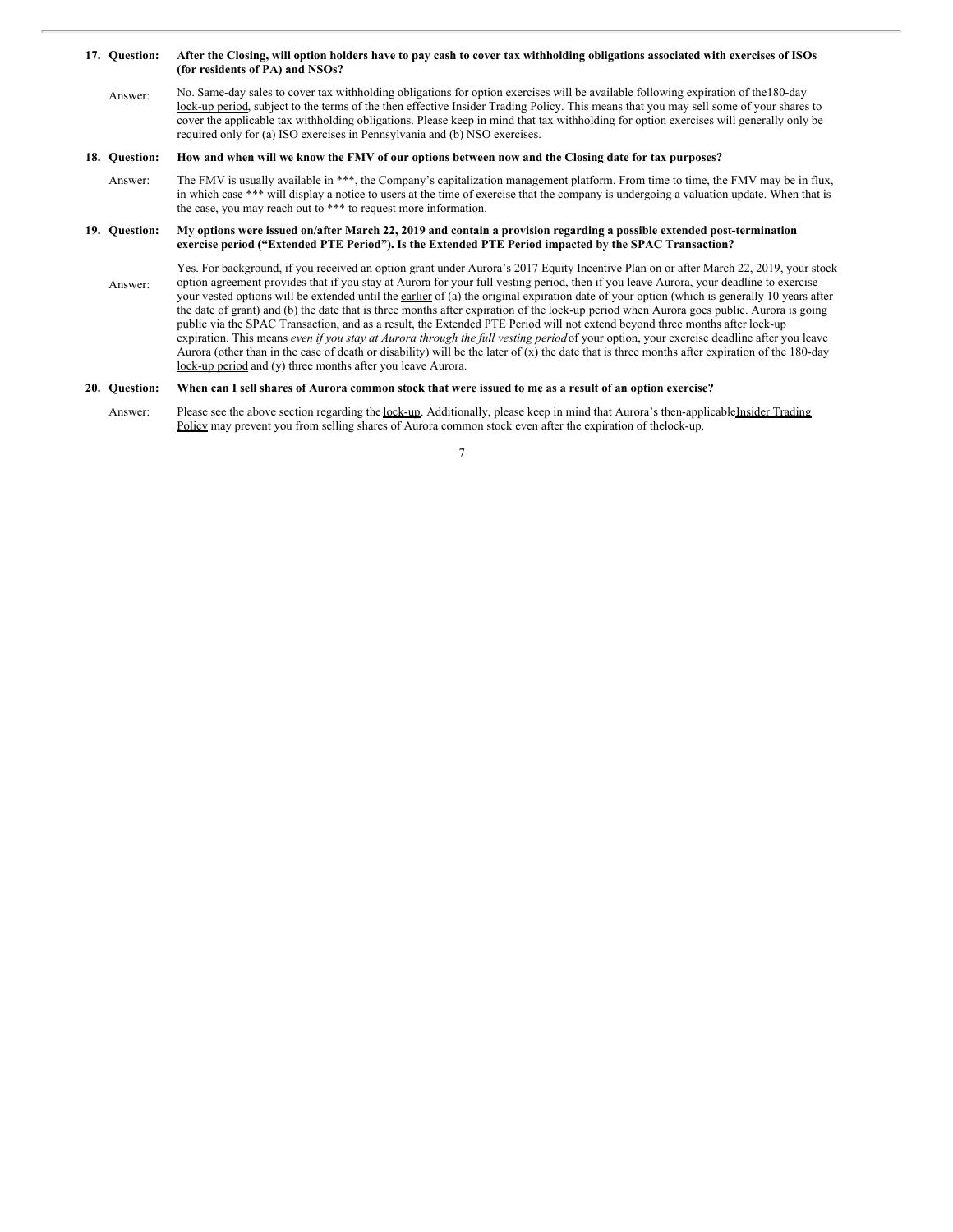**17. Question: After the Closing, will option holders have to pay cash to cover tax withholding obligations associated with exercises of ISOs (for residents of PA) and NSOs?**

Answer: No. Same-day sales to cover tax withholding obligations for option exercises will be available following expiration of the 180-day lock-up period, subject to the terms of the then effective Insider Trading Policy. This means that you may sell some of your shares to cover the applicable tax withholding obligations. Please keep in mind that tax withholding for option exercises will generally only be required only for (a) ISO exercises in Pennsylvania and (b) NSO exercises.

**18. Question: How and when will we know the FMV of our options between now and the Closing date for tax purposes?**

Answer: The FMV is usually available in ***, the Company's capitalization management platform. From time to time, the FMV may be in flux, in which case *** will display a notice to users at the time of exercise that the company is undergoing a valuation update. When that is the case, you may reach out to *** to request more information.

**19. Question: My options were issued on/after March 22, 2019 and contain a provision regarding a possible extended post-termination exercise period ("Extended PTE Period"). Is the Extended PTE Period impacted by the SPAC Transaction?**

Answer: Yes. For background, if you received an option grant under Aurora's 2017 Equity Incentive Plan on or after March 22, 2019, your stock option agreement provides that if you stay at Aurora for your full vesting period, then if you leave Aurora, your deadline to exercise your vested options will be extended until the earlier of (a) the original expiration date of your option (which is generally 10 years after the date of grant) and (b) the date that is three months after expiration of the lock-up period when Aurora goes public. Aurora is going public via the SPAC Transaction, and as a result, the Extended PTE Period will not extend beyond three months after lock-up expiration. This means *even if you stay at Aurora through the full vesting period* of your option, your exercise deadline after you leave Aurora (other than in the case of death or disability) will be the later of (x) the date that is three months after expiration of the 180-day lock-up period and (y) three months after you leave Aurora.

**20. Question: When can I sell shares of Aurora common stock that were issued to me as a result of an option exercise?**

Answer: Please see the above section regarding the lock-up. Additionally, please keep in mind that Aurora's then-applicable Insider Trading Policy may prevent you from selling shares of Aurora common stock even after the expiration of the lock-up.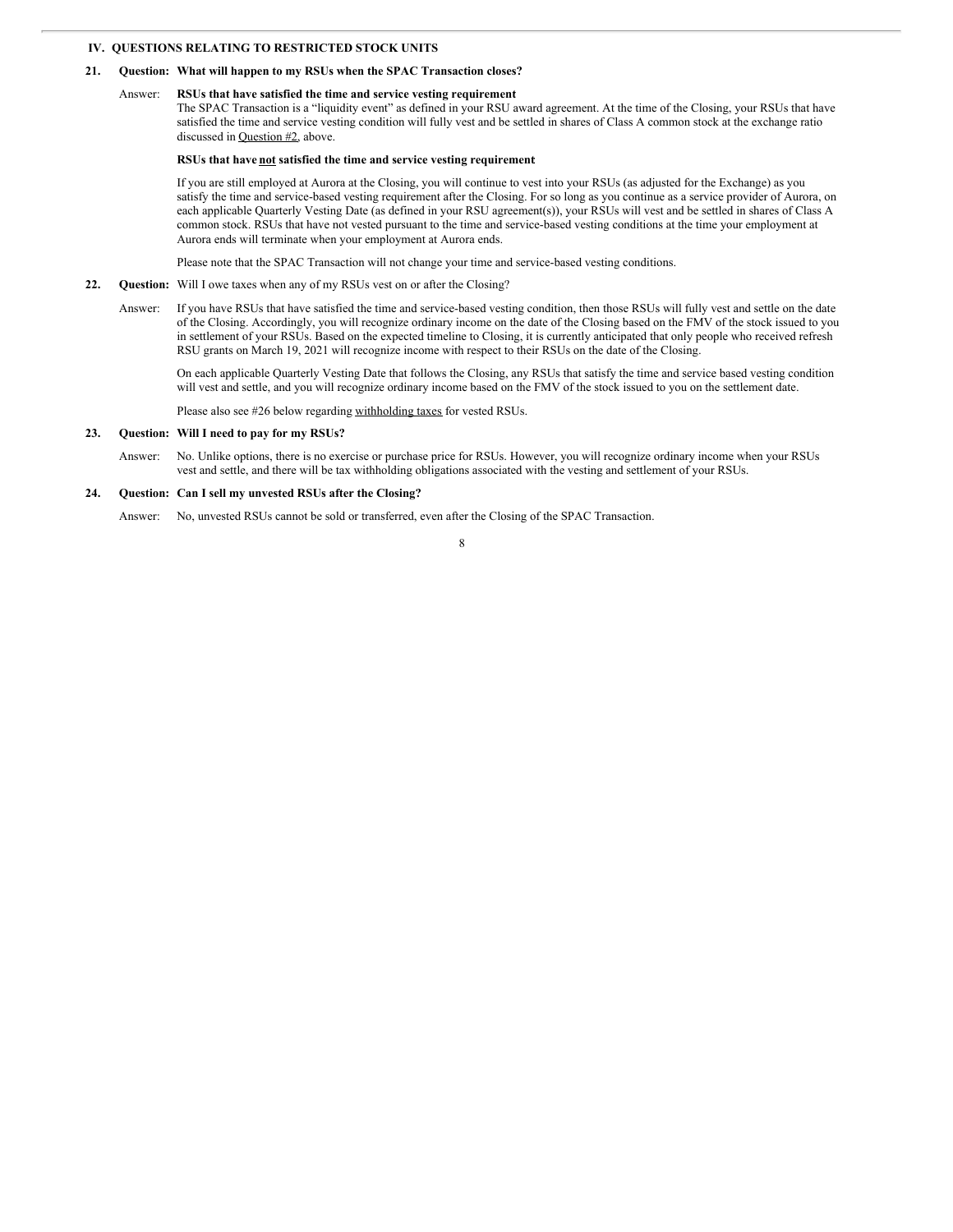## IV. QUESTIONS RELATING TO RESTRICTED STOCK UNITS

**21. Question: What will happen to my RSUs when the SPAC Transaction closes?**

Answer: **RSUs that have satisfied the time and service vesting requirement**

The SPAC Transaction is a "liquidity event" as defined in your RSU award agreement. At the time of the Closing, your RSUs that have satisfied the time and service vesting condition will fully vest and be settled in shares of Class A common stock at the exchange ratio discussed in Question #2, above.

**RSUs that have not satisfied the time and service vesting requirement**

If you are still employed at Aurora at the Closing, you will continue to vest into your RSUs (as adjusted for the Exchange) as you satisfy the time and service-based vesting requirement after the Closing. For so long as you continue as a service provider of Aurora, on each applicable Quarterly Vesting Date (as defined in your RSU agreement(s)), your RSUs will vest and be settled in shares of Class A common stock. RSUs that have not vested pursuant to the time and service-based vesting conditions at the time your employment at Aurora ends will terminate when your employment at Aurora ends.

Please note that the SPAC Transaction will not change your time and service-based vesting conditions.

**22. Question:** Will I owe taxes when any of my RSUs vest on or after the Closing?

Answer: If you have RSUs that have satisfied the time and service-based vesting condition, then those RSUs will fully vest and settle on the date of the Closing. Accordingly, you will recognize ordinary income on the date of the Closing based on the FMV of the stock issued to you in settlement of your RSUs. Based on the expected timeline to Closing, it is currently anticipated that only people who received refresh RSU grants on March 19, 2021 will recognize income with respect to their RSUs on the date of the Closing.

On each applicable Quarterly Vesting Date that follows the Closing, any RSUs that satisfy the time and service based vesting condition will vest and settle, and you will recognize ordinary income based on the FMV of the stock issued to you on the settlement date.

Please also see #26 below regarding withholding taxes for vested RSUs.

**23. Question: Will I need to pay for my RSUs?**

Answer: No. Unlike options, there is no exercise or purchase price for RSUs. However, you will recognize ordinary income when your RSUs vest and settle, and there will be tax withholding obligations associated with the vesting and settlement of your RSUs.

**24. Question: Can I sell my unvested RSUs after the Closing?**

Answer: No, unvested RSUs cannot be sold or transferred, even after the Closing of the SPAC Transaction.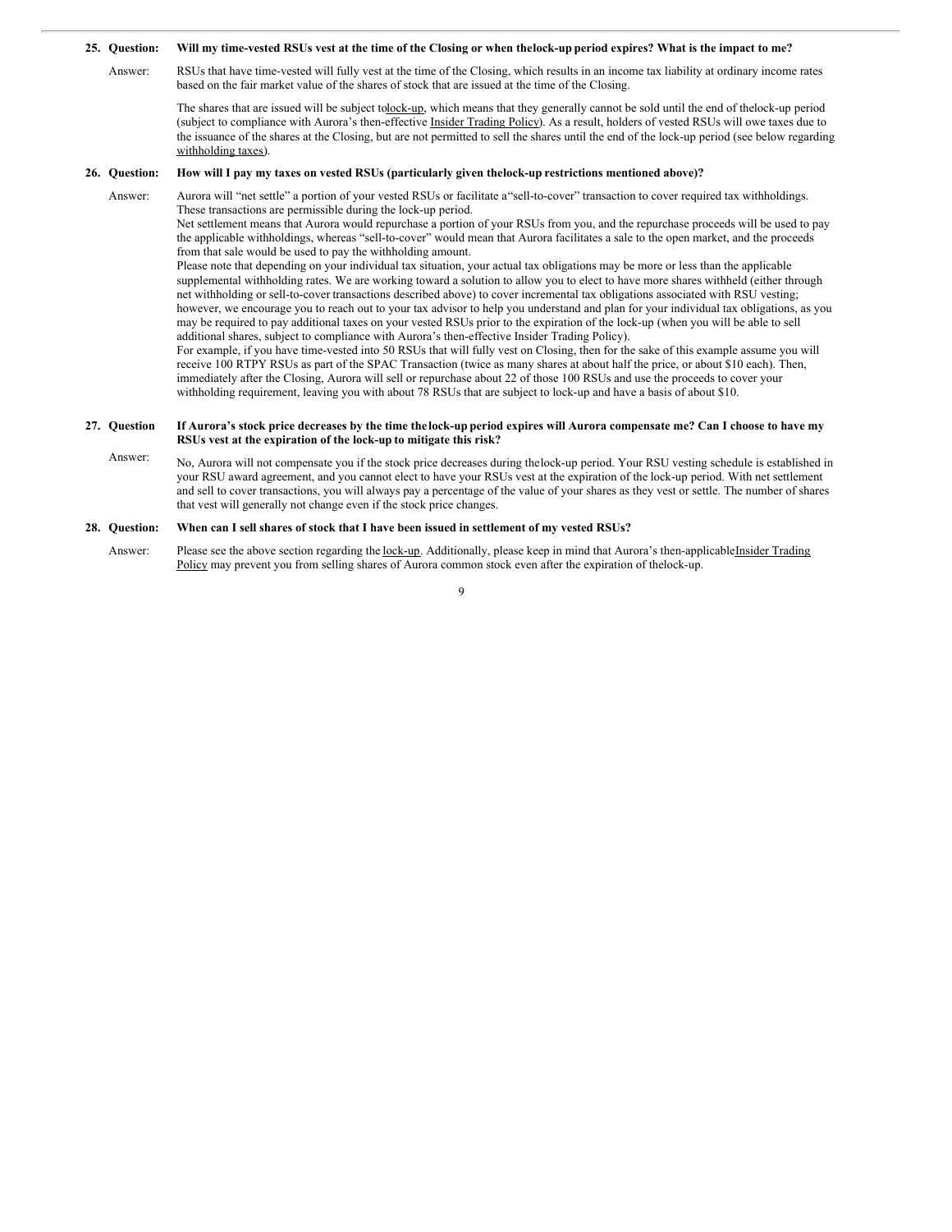**25. Question: Will my time-vested RSUs vest at the time of the Closing or when the lock-up period expires? What is the impact to me?**

Answer: RSUs that have time-vested will fully vest at the time of the Closing, which results in an income tax liability at ordinary income rates based on the fair market value of the shares of stock that are issued at the time of the Closing.

The shares that are issued will be subject to lock-up, which means that they generally cannot be sold until the end of the lock-up period (subject to compliance with Aurora's then-effective Insider Trading Policy). As a result, holders of vested RSUs will owe taxes due to the issuance of the shares at the Closing, but are not permitted to sell the shares until the end of the lock-up period (see below regarding withholding taxes).

**26. Question: How will I pay my taxes on vested RSUs (particularly given the lock-up restrictions mentioned above)?**

Answer: Aurora will "net settle" a portion of your vested RSUs or facilitate a "sell-to-cover" transaction to cover required tax withholdings. These transactions are permissible during the lock-up period.

Net settlement means that Aurora would repurchase a portion of your RSUs from you, and the repurchase proceeds will be used to pay the applicable withholdings, whereas "sell-to-cover" would mean that Aurora facilitates a sale to the open market, and the proceeds from that sale would be used to pay the withholding amount.

Please note that depending on your individual tax situation, your actual tax obligations may be more or less than the applicable supplemental withholding rates. We are working toward a solution to allow you to elect to have more shares withheld (either through net withholding or sell-to-cover transactions described above) to cover incremental tax obligations associated with RSU vesting; however, we encourage you to reach out to your tax advisor to help you understand and plan for your individual tax obligations, as you may be required to pay additional taxes on your vested RSUs prior to the expiration of the lock-up (when you will be able to sell additional shares, subject to compliance with Aurora's then-effective Insider Trading Policy).

For example, if you have time-vested into 50 RSUs that will fully vest on Closing, then for the sake of this example assume you will receive 100 RTPY RSUs as part of the SPAC Transaction (twice as many shares at about half the price, or about $10 each). Then, immediately after the Closing, Aurora will sell or repurchase about 22 of those 100 RSUs and use the proceeds to cover your withholding requirement, leaving you with about 78 RSUs that are subject to lock-up and have a basis of about $10.

**27. Question If Aurora's stock price decreases by the time the lock-up period expires will Aurora compensate me? Can I choose to have my RSUs vest at the expiration of the lock-up to mitigate this risk?**

Answer: No, Aurora will not compensate you if the stock price decreases during the lock-up period. Your RSU vesting schedule is established in your RSU award agreement, and you cannot elect to have your RSUs vest at the expiration of the lock-up period. With net settlement and sell to cover transactions, you will always pay a percentage of the value of your shares as they vest or settle. The number of shares that vest will generally not change even if the stock price changes.

**28. Question: When can I sell shares of stock that I have been issued in settlement of my vested RSUs?**

Answer: Please see the above section regarding the lock-up. Additionally, please keep in mind that Aurora's then-applicable Insider Trading Policy may prevent you from selling shares of Aurora common stock even after the expiration of the lock-up.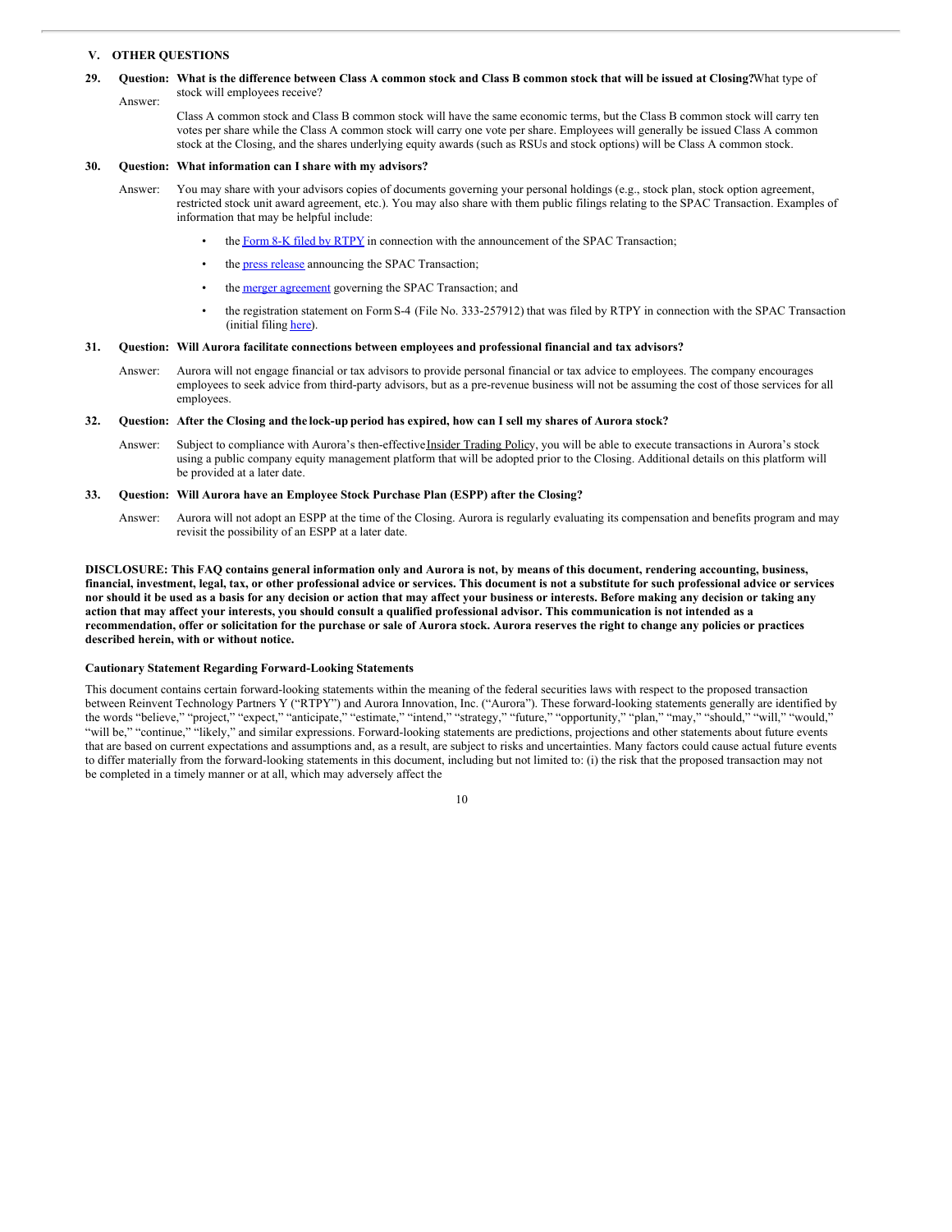## V. OTHER QUESTIONS

**29. Question: What is the difference between Class A common stock and Class B common stock that will be issued at Closing?** What type of stock will employees receive?

Answer: Class A common stock and Class B common stock will have the same economic terms, but the Class B common stock will carry ten votes per share while the Class A common stock will carry one vote per share. Employees will generally be issued Class A common stock at the Closing, and the shares underlying equity awards (such as RSUs and stock options) will be Class A common stock.

**30. Question: What information can I share with my advisors?**

Answer: You may share with your advisors copies of documents governing your personal holdings (e.g., stock plan, stock option agreement, restricted stock unit award agreement, etc.). You may also share with them public filings relating to the SPAC Transaction. Examples of information that may be helpful include:

- the Form 8-K filed by RTPY in connection with the announcement of the SPAC Transaction;
- the press release announcing the SPAC Transaction;
- the merger agreement governing the SPAC Transaction; and
- the registration statement on Form S-4 (File No. 333-257912) that was filed by RTPY in connection with the SPAC Transaction (initial filing here).

**31. Question: Will Aurora facilitate connections between employees and professional financial and tax advisors?**

Answer: Aurora will not engage financial or tax advisors to provide personal financial or tax advice to employees. The company encourages employees to seek advice from third-party advisors, but as a pre-revenue business will not be assuming the cost of those services for all employees.

**32. Question: After the Closing and the lock-up period has expired, how can I sell my shares of Aurora stock?**

Answer: Subject to compliance with Aurora's then-effective Insider Trading Policy, you will be able to execute transactions in Aurora's stock using a public company equity management platform that will be adopted prior to the Closing. Additional details on this platform will be provided at a later date.

**33. Question: Will Aurora have an Employee Stock Purchase Plan (ESPP) after the Closing?**

Answer: Aurora will not adopt an ESPP at the time of the Closing. Aurora is regularly evaluating its compensation and benefits program and may revisit the possibility of an ESPP at a later date.

**DISCLOSURE: This FAQ contains general information only and Aurora is not, by means of this document, rendering accounting, business, financial, investment, legal, tax, or other professional advice or services. This document is not a substitute for such professional advice or services nor should it be used as a basis for any decision or action that may affect your business or interests. Before making any decision or taking any action that may affect your interests, you should consult a qualified professional advisor. This communication is not intended as a recommendation, offer or solicitation for the purchase or sale of Aurora stock. Aurora reserves the right to change any policies or practices described herein, with or without notice.**

**Cautionary Statement Regarding Forward-Looking Statements**

This document contains certain forward-looking statements within the meaning of the federal securities laws with respect to the proposed transaction between Reinvent Technology Partners Y ("RTPY") and Aurora Innovation, Inc. ("Aurora"). These forward-looking statements generally are identified by the words "believe," "project," "expect," "anticipate," "estimate," "intend," "strategy," "future," "opportunity," "plan," "may," "should," "will," "would," "will be," "continue," "likely," and similar expressions. Forward-looking statements are predictions, projections and other statements about future events that are based on current expectations and assumptions and, as a result, are subject to risks and uncertainties. Many factors could cause actual future events to differ materially from the forward-looking statements in this document, including but not limited to: (i) the risk that the proposed transaction may not be completed in a timely manner or at all, which may adversely affect the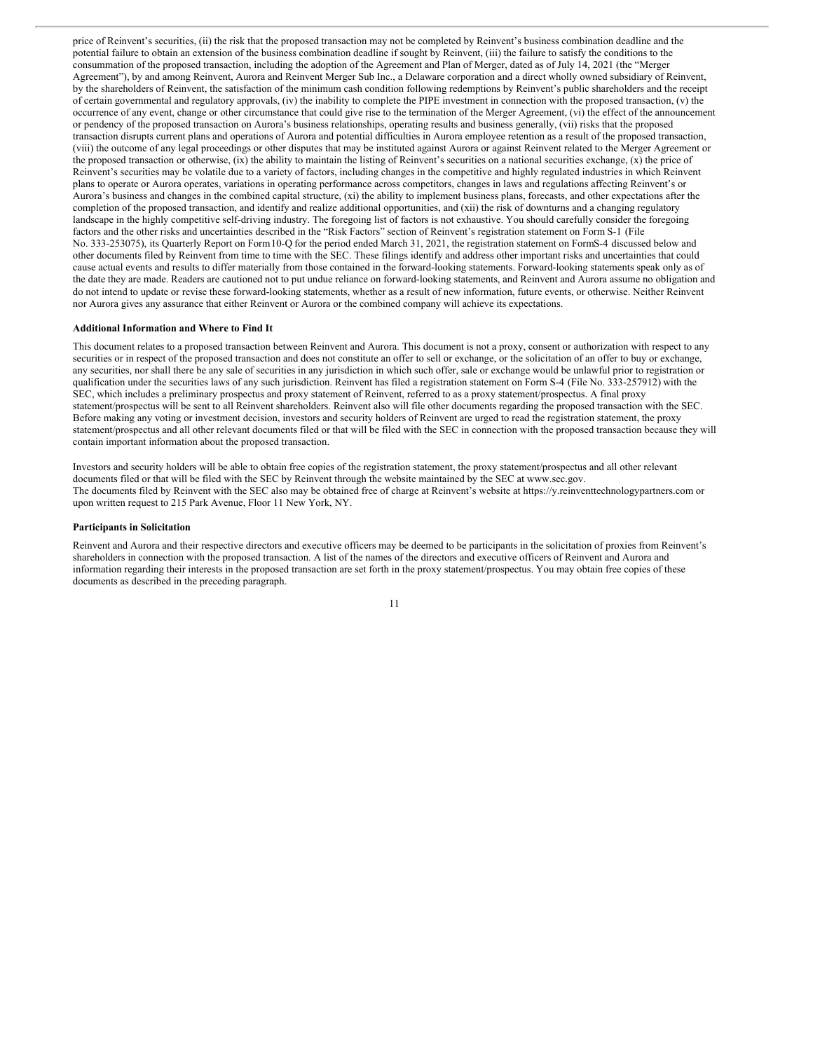price of Reinvent's securities, (ii) the risk that the proposed transaction may not be completed by Reinvent's business combination deadline and the potential failure to obtain an extension of the business combination deadline if sought by Reinvent, (iii) the failure to satisfy the conditions to the consummation of the proposed transaction, including the adoption of the Agreement and Plan of Merger, dated as of July 14, 2021 (the "Merger Agreement"), by and among Reinvent, Aurora and Reinvent Merger Sub Inc., a Delaware corporation and a direct wholly owned subsidiary of Reinvent, by the shareholders of Reinvent, the satisfaction of the minimum cash condition following redemptions by Reinvent's public shareholders and the receipt of certain governmental and regulatory approvals, (iv) the inability to complete the PIPE investment in connection with the proposed transaction, (v) the occurrence of any event, change or other circumstance that could give rise to the termination of the Merger Agreement, (vi) the effect of the announcement or pendency of the proposed transaction on Aurora's business relationships, operating results and business generally, (vii) risks that the proposed transaction disrupts current plans and operations of Aurora and potential difficulties in Aurora employee retention as a result of the proposed transaction, (viii) the outcome of any legal proceedings or other disputes that may be instituted against Aurora or against Reinvent related to the Merger Agreement or the proposed transaction or otherwise, (ix) the ability to maintain the listing of Reinvent's securities on a national securities exchange, (x) the price of Reinvent's securities may be volatile due to a variety of factors, including changes in the competitive and highly regulated industries in which Reinvent plans to operate or Aurora operates, variations in operating performance across competitors, changes in laws and regulations affecting Reinvent's or Aurora's business and changes in the combined capital structure, (xi) the ability to implement business plans, forecasts, and other expectations after the completion of the proposed transaction, and identify and realize additional opportunities, and (xii) the risk of downturns and a changing regulatory landscape in the highly competitive self-driving industry. The foregoing list of factors is not exhaustive. You should carefully consider the foregoing factors and the other risks and uncertainties described in the "Risk Factors" section of Reinvent's registration statement on Form S-1 (File No. 333-253075), its Quarterly Report on Form10-Q for the period ended March 31, 2021, the registration statement on FormS-4 discussed below and other documents filed by Reinvent from time to time with the SEC. These filings identify and address other important risks and uncertainties that could cause actual events and results to differ materially from those contained in the forward-looking statements. Forward-looking statements speak only as of the date they are made. Readers are cautioned not to put undue reliance on forward-looking statements, and Reinvent and Aurora assume no obligation and do not intend to update or revise these forward-looking statements, whether as a result of new information, future events, or otherwise. Neither Reinvent nor Aurora gives any assurance that either Reinvent or Aurora or the combined company will achieve its expectations.

**Additional Information and Where to Find It**

This document relates to a proposed transaction between Reinvent and Aurora. This document is not a proxy, consent or authorization with respect to any securities or in respect of the proposed transaction and does not constitute an offer to sell or exchange, or the solicitation of an offer to buy or exchange, any securities, nor shall there be any sale of securities in any jurisdiction in which such offer, sale or exchange would be unlawful prior to registration or qualification under the securities laws of any such jurisdiction. Reinvent has filed a registration statement on Form S-4 (File No. 333-257912) with the SEC, which includes a preliminary prospectus and proxy statement of Reinvent, referred to as a proxy statement/prospectus. A final proxy statement/prospectus will be sent to all Reinvent shareholders. Reinvent also will file other documents regarding the proposed transaction with the SEC. Before making any voting or investment decision, investors and security holders of Reinvent are urged to read the registration statement, the proxy statement/prospectus and all other relevant documents filed or that will be filed with the SEC in connection with the proposed transaction because they will contain important information about the proposed transaction.

Investors and security holders will be able to obtain free copies of the registration statement, the proxy statement/prospectus and all other relevant documents filed or that will be filed with the SEC by Reinvent through the website maintained by the SEC at www.sec.gov.
The documents filed by Reinvent with the SEC also may be obtained free of charge at Reinvent's website at https://y.reinventtechnologypartners.com or upon written request to 215 Park Avenue, Floor 11 New York, NY.

**Participants in Solicitation**

Reinvent and Aurora and their respective directors and executive officers may be deemed to be participants in the solicitation of proxies from Reinvent's shareholders in connection with the proposed transaction. A list of the names of the directors and executive officers of Reinvent and Aurora and information regarding their interests in the proposed transaction are set forth in the proxy statement/prospectus. You may obtain free copies of these documents as described in the preceding paragraph.